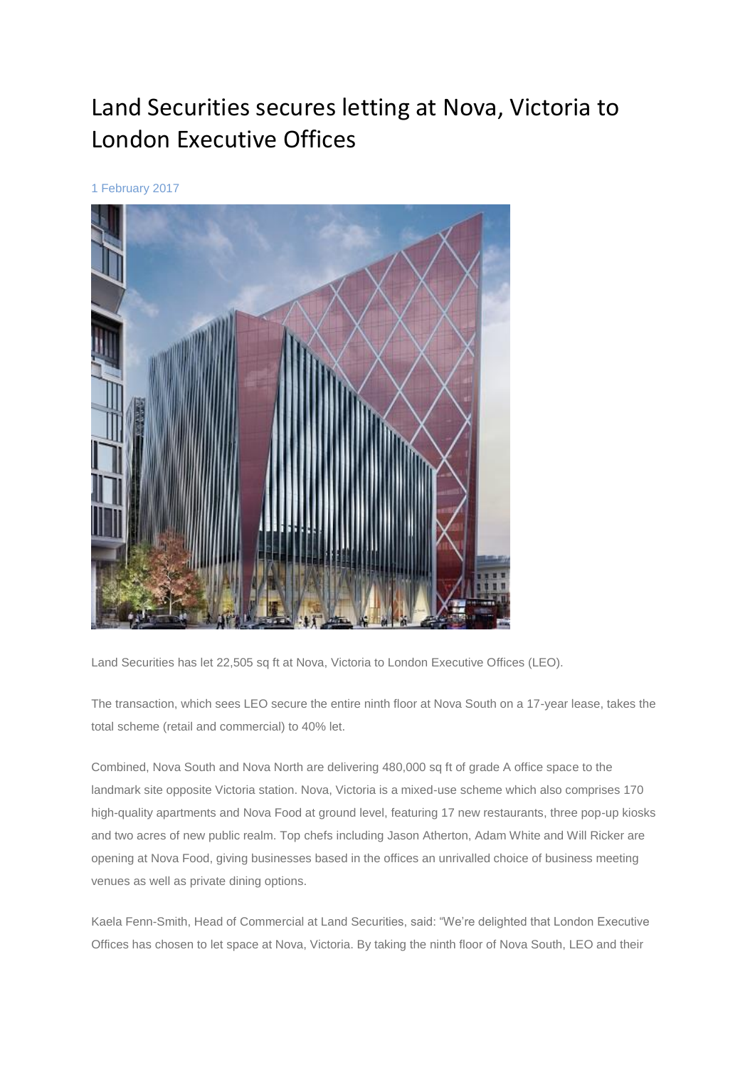# Land Securities secures letting at Nova, Victoria to London Executive Offices

1 February 2017

Land Securities has let 22,505 sq ft at Nova, Victoria to London Executive Offices (LEO).

The transaction, which sees LEO secure the entire ninth floor at Nova South on a 17-year lease, takes the total scheme (retail and commercial) to 40% let.

Combined, Nova South and Nova North are delivering 480,000 sq ft of grade A office space to the landmark site opposite Victoria station. Nova, Victoria is a mixed-use scheme which also comprises 170 high-quality apartments and Nova Food at ground level, featuring 17 new restaurants, three pop-up kiosks and two acres of new public realm. Top chefs including Jason Atherton, Adam White and Will Ricker are opening at Nova Food, giving businesses based in the offices an unrivalled choice of business meeting venues as well as private dining options.

Kaela Fenn-Smith, Head of Commercial at Land Securities, said: "We're delighted that London Executive Offices has chosen to let space at Nova, Victoria. By taking the ninth floor of Nova South, LEO and their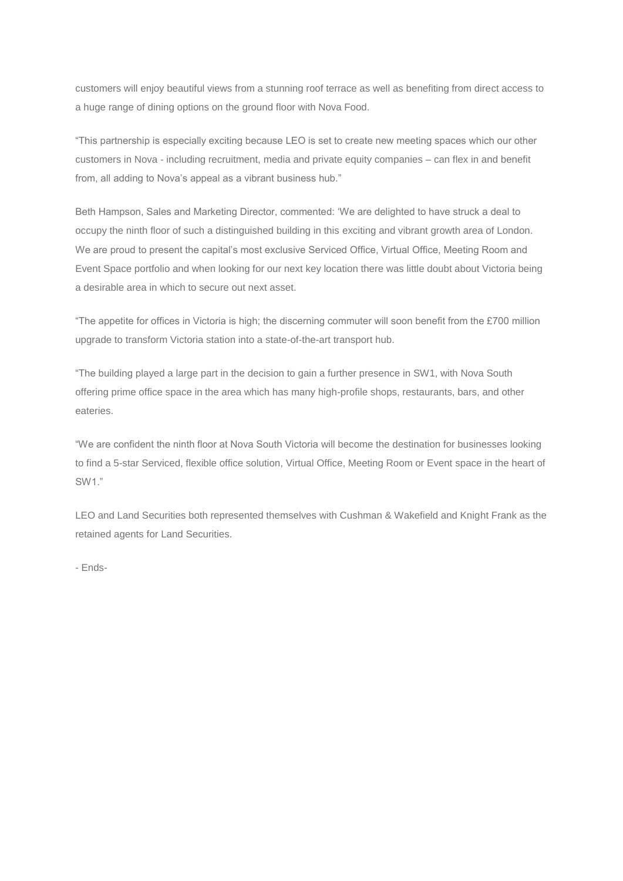customers will enjoy beautiful views from a stunning roof terrace as well as benefiting from direct access to a huge range of dining options on the ground floor with Nova Food.

“This partnership is especially exciting because LEO is set to create new meeting spaces which our other customers in Nova - including recruitment, media and private equity companies – can flex in and benefit from, all adding to Nova’s appeal as a vibrant business hub.”

Beth Hampson, Sales and Marketing Director, commented: ‘We are delighted to have struck a deal to occupy the ninth floor of such a distinguished building in this exciting and vibrant growth area of London. We are proud to present the capital’s most exclusive Serviced Office, Virtual Office, Meeting Room and Event Space portfolio and when looking for our next key location there was little doubt about Victoria being a desirable area in which to secure out next asset.

“The appetite for offices in Victoria is high; the discerning commuter will soon benefit from the £700 million upgrade to transform Victoria station into a state-of-the-art transport hub.

“The building played a large part in the decision to gain a further presence in SW1, with Nova South offering prime office space in the area which has many high-profile shops, restaurants, bars, and other eateries.

“We are confident the ninth floor at Nova South Victoria will become the destination for businesses looking to find a 5-star Serviced, flexible office solution, Virtual Office, Meeting Room or Event space in the heart of SW1.”

LEO and Land Securities both represented themselves with Cushman & Wakefield and Knight Frank as the retained agents for Land Securities.

- Ends-